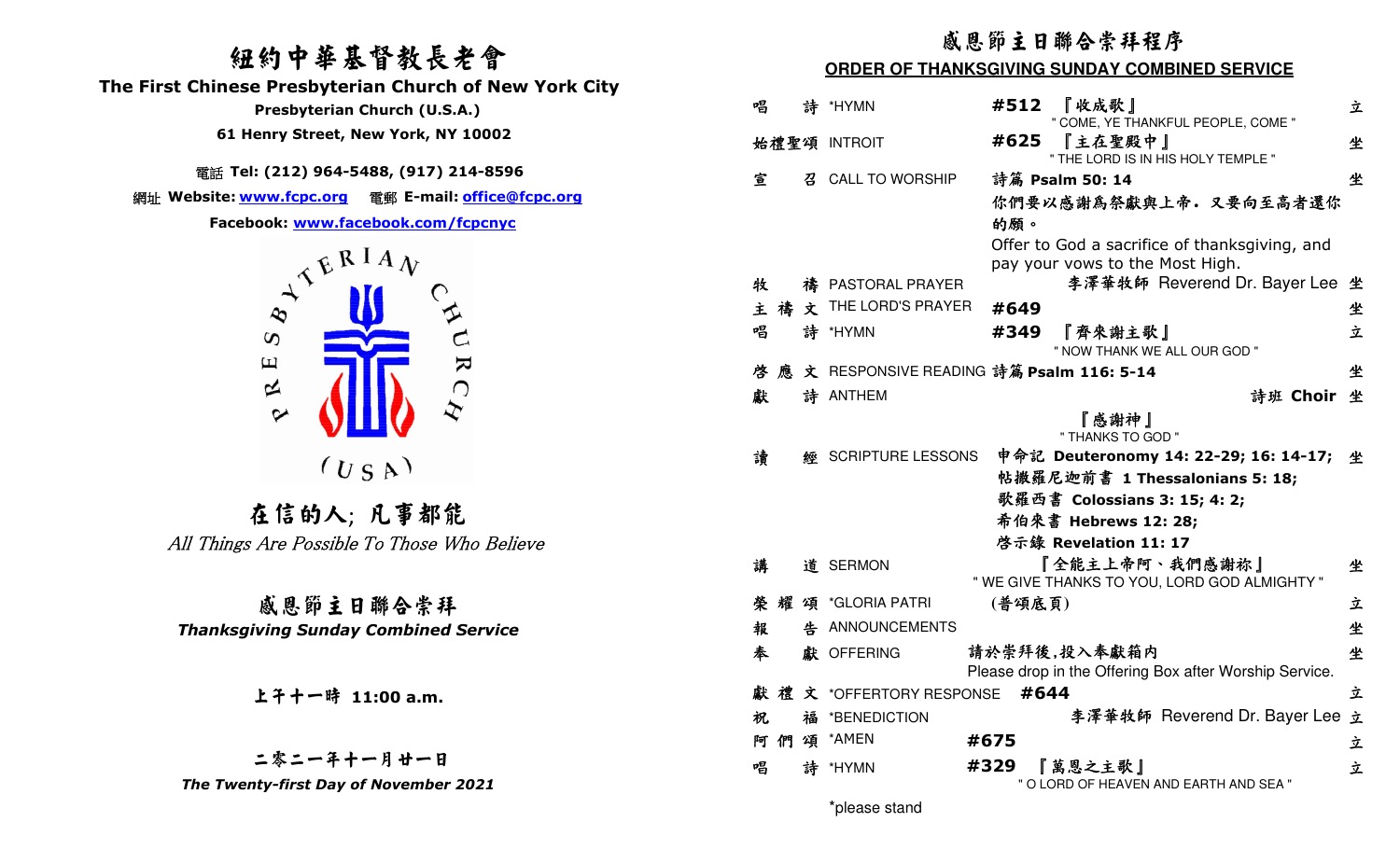# 紐約中華基督教長老會

## The First Chinese Presbyterian Church of New York City

**Presbyterian Church (U.S.A.)**

**61 Henry Street, New York, NY 10002**

電話 **Tel: (212) 964-5488, (917) 214-8596**

網址 **Website: www.fcpc.org** 電郵 **E-mail: office@fcpc.org**

**Facebook: www.facebook.com/fcpcnyc**

PRESBYTERIAN CHURCH (USA)

## 在信的人; 凡事都能

*All Things Are Possible To Those Who Believe*

## 感恩節主日聯合崇拜

***Thanksgiving Sunday Combined Service***

**上午十一時 11:00 a.m.**

**二零二一年十一月廿一日**

***The Twenty-first Day of November 2021***

# 感恩節主日聯合崇拜程序

## ORDER OF THANKSGIVING SUNDAY COMBINED SERVICE

| | | | |
|---|---|---|---|
| 唱詩 | *HYMN | **#512** 『收成歌』 " COME, YE THANKFUL PEOPLE, COME " | 立 |
| 始禮聖頌 | INTROIT | **#625** 『主在聖殿中』 " THE LORD IS IN HIS HOLY TEMPLE " | 坐 |
| 宣召 | CALL TO WORSHIP | **詩篇 Psalm 50: 14** 你們要以感謝爲祭獻與上帝．又要向至高者還你的願。 Offer to God a sacrifice of thanksgiving, and pay your vows to the Most High. | 坐 |
| 牧禱 | PASTORAL PRAYER | 李澤華牧師 Reverend Dr. Bayer Lee | 坐 |
| 主禱文 | THE LORD'S PRAYER | **#649** | 坐 |
| 唱詩 | *HYMN | **#349** 『齊來謝主歌』 " NOW THANK WE ALL OUR GOD " | 立 |
| 啓應文 | RESPONSIVE READING | **詩篇 Psalm 116: 5-14** | 坐 |
| 獻詩 | ANTHEM | **詩班 Choir** 『感謝神』 " THANKS TO GOD " | 坐 |
| 讀經 | SCRIPTURE LESSONS | **申命記 Deuteronomy 14: 22-29; 16: 14-17;** **帖撒羅尼迦前書 1 Thessalonians 5: 18;** **歌羅西書 Colossians 3: 15; 4: 2;** **希伯來書 Hebrews 12: 28;** **啓示錄 Revelation 11: 17** | 坐 |
| 講道 | SERMON | 『全能主上帝阿、我們感謝祢』 " WE GIVE THANKS TO YOU, LORD GOD ALMIGHTY " | 坐 |
| 榮耀頌 | *GLORIA PATRI | (普頌底頁) | 立 |
| 報告 | ANNOUNCEMENTS | | 坐 |
| 奉獻 | OFFERING | 請於崇拜後,投入奉獻箱内 Please drop in the Offering Box after Worship Service. | 坐 |
| 獻禮文 | *OFFERTORY RESPONSE | **#644** | 立 |
| 祝福 | *BENEDICTION | 李澤華牧師 Reverend Dr. Bayer Lee | 立 |
| 阿們頌 | *AMEN | **#675** | 立 |
| 唱詩 | *HYMN | **#329** 『萬恩之主歌』 " O LORD OF HEAVEN AND EARTH AND SEA " | 立 |

*please stand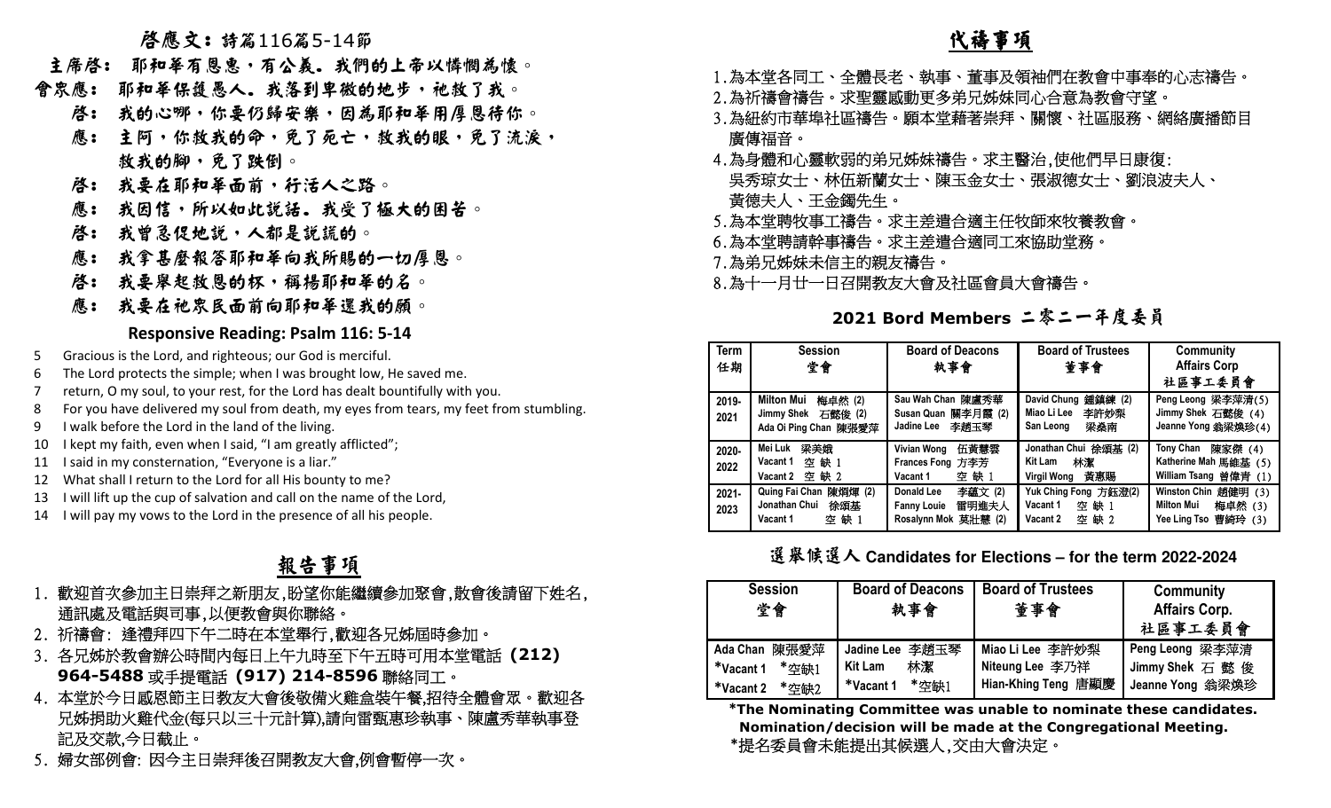## 啟應文：詩篇116篇5-14節

主席啟： 耶和華有恩惠，有公義．我們的上帝以憐憫為懷。

會眾應： 耶和華保護愚人．我落到卑微的地步，祂救了我。

啟： 我的心哪，你要仍歸安樂，因為耶和華用厚恩待你。

應： 主阿，你救我的命，免了死亡，救我的眼，免了流淚，救我的腳，免了跌倒。

啟： 我要在耶和華面前，行活人之路。

應： 我因信，所以如此說話．我受了極大的困苦。

啟： 我曾急促地說，人都是說謊的。

應： 我拿甚麼報答耶和華向我所賜的一切厚恩。

啟： 我要舉起救恩的杯，稱揚耶和華的名。

應： 我要在祂眾民面前向耶和華還我的願。

### Responsive Reading: Psalm 116: 5-14

5 Gracious is the Lord, and righteous; our God is merciful.
6 The Lord protects the simple; when I was brought low, He saved me.
7 return, O my soul, to your rest, for the Lord has dealt bountifully with you.
8 For you have delivered my soul from death, my eyes from tears, my feet from stumbling.
9 I walk before the Lord in the land of the living.
10 I kept my faith, even when I said, "I am greatly afflicted";
11 I said in my consternation, "Everyone is a liar."
12 What shall I return to the Lord for all His bounty to me?
13 I will lift up the cup of salvation and call on the name of the Lord,
14 I will pay my vows to the Lord in the presence of all his people.

## 報告事項

1. 歡迎首次參加主日崇拜之新朋友,盼望你能繼續參加聚會,散會後請留下姓名,通訊處及電話與司事,以便教會與你聯絡。
2. 祈禱會: 逢禮拜四下午二時在本堂舉行,歡迎各兄姊屆時參加。
3. 各兄姊於教會辦公時間內每日上午九時至下午五時可用本堂電話 **(212) 964-5488** 或手提電話 **(917) 214-8596** 聯絡同工。
4. 本堂於今日感恩節主日教友大會後敬備火雞盒裝午餐,招待全體會眾。歡迎各兄姊捐助火雞代金(每只以三十元計算),請向雷甄惠珍執事、陳盧秀華執事登記及交款,今日截止。
5. 婦女部例會: 因今主日崇拜後召開教友大會,例會暫停一次。

## 代禱事項

1. 為本堂各同工、全體長老、執事、董事及領袖們在教會中事奉的心志禱告。
2. 為祈禱會禱告。求聖靈感動更多弟兄姊妹同心合意為教會守望。
3. 為紐約市華埠社區禱告。願本堂藉著崇拜、關懷、社區服務、網絡廣播節目廣傳福音。
4. 為身體和心靈軟弱的弟兄姊妹禱告。求主醫治,使他們早日康復: 吳秀琼女士、林伍新蘭女士、陳玉金女士、張淑德女士、劉浪波夫人、黃德夫人、王金鐲先生。
5. 為本堂聘牧事工禱告。求主差遣合適主任牧師來牧養教會。
6. 為本堂聘請幹事禱告。求主差遣合適同工來協助堂務。
7. 為弟兄姊妹未信主的親友禱告。
8. 為十一月廿一日召開教友大會及社區會員大會禱告。

### 2021 Bord Members 二零二一年度委員

| Term 任期 | Session 堂會 | Board of Deacons 執事會 | Board of Trustees 董事會 | Community Affairs Corp 社區事工委員會 |
|---|---|---|---|---|
| 2019-2021 | Milton Mui 梅卓然 (2)<br>Jimmy Shek 石懿俊 (2)<br>Ada Oi Ping Chan 陳張愛萍 | Sau Wah Chan 陳盧秀華<br>Susan Quan 關李月霞 (2)<br>Jadine Lee 李趙玉琴 | David Chung 鍾鎮鍊 (2)<br>Miao Li Lee 李許妙梨<br>San Leong 梁燊南 | Peng Leong 梁李萍清(5)<br>Jimmy Shek 石懿俊 (4)<br>Jeanne Yong 翁梁煥珍(4) |
| 2020-2022 | Mei Luk 梁美娥<br>Vacant 1 空 缺 1<br>Vacant 2 空 缺 2 | Vivian Wong 伍黃慧雲<br>Frances Fong 方李芳<br>Vacant 1 空 缺 1 | Jonathan Chui 徐頌基 (2)<br>Kit Lam 林潔<br>Virgil Wong 黃惠賜 | Tony Chan 陳家傑 (4)<br>Katherine Mah 馬維基 (5)<br>William Tsang 曾偉青 (1) |
| 2021-2023 | Quing Fai Chan 陳炯燿 (2)<br>Jonathan Chui 徐頌基<br>Vacant 1 空 缺 1 | Donald Lee 李蘊文 (2)<br>Fanny Louie 雷明進夫人<br>Rosalynn Mok 莫壯慧 (2) | Yuk Ching Fong 方鈺澄(2)<br>Vacant 1 空 缺 1<br>Vacant 2 空 缺 2 | Winston Chin 趙健明 (3)<br>Milton Mui 梅卓然 (3)<br>Yee Ling Tso 曹綺玲 (3) |

### 選舉候選人 Candidates for Elections – for the term 2022-2024

| Session 堂會 | Board of Deacons 執事會 | Board of Trustees 董事會 | Community Affairs Corp. 社區事工委員會 |
|---|---|---|---|
| Ada Chan 陳張愛萍<br>*Vacant 1 *空缺1<br>*Vacant 2 *空缺2 | Jadine Lee 李趙玉琴<br>Kit Lam 林潔<br>*Vacant 1 *空缺1 | Miao Li Lee 李許妙梨<br>Niteung Lee 李乃祥<br>Hian-Khing Teng 唐顯慶 | Peng Leong 梁李萍清<br>Jimmy Shek 石 懿 俊<br>Jeanne Yong 翁梁煥珍 |

**\*The Nominating Committee was unable to nominate these candidates. Nomination/decision will be made at the Congregational Meeting.**

*提名委員會未能提出其候選人,交由大會決定。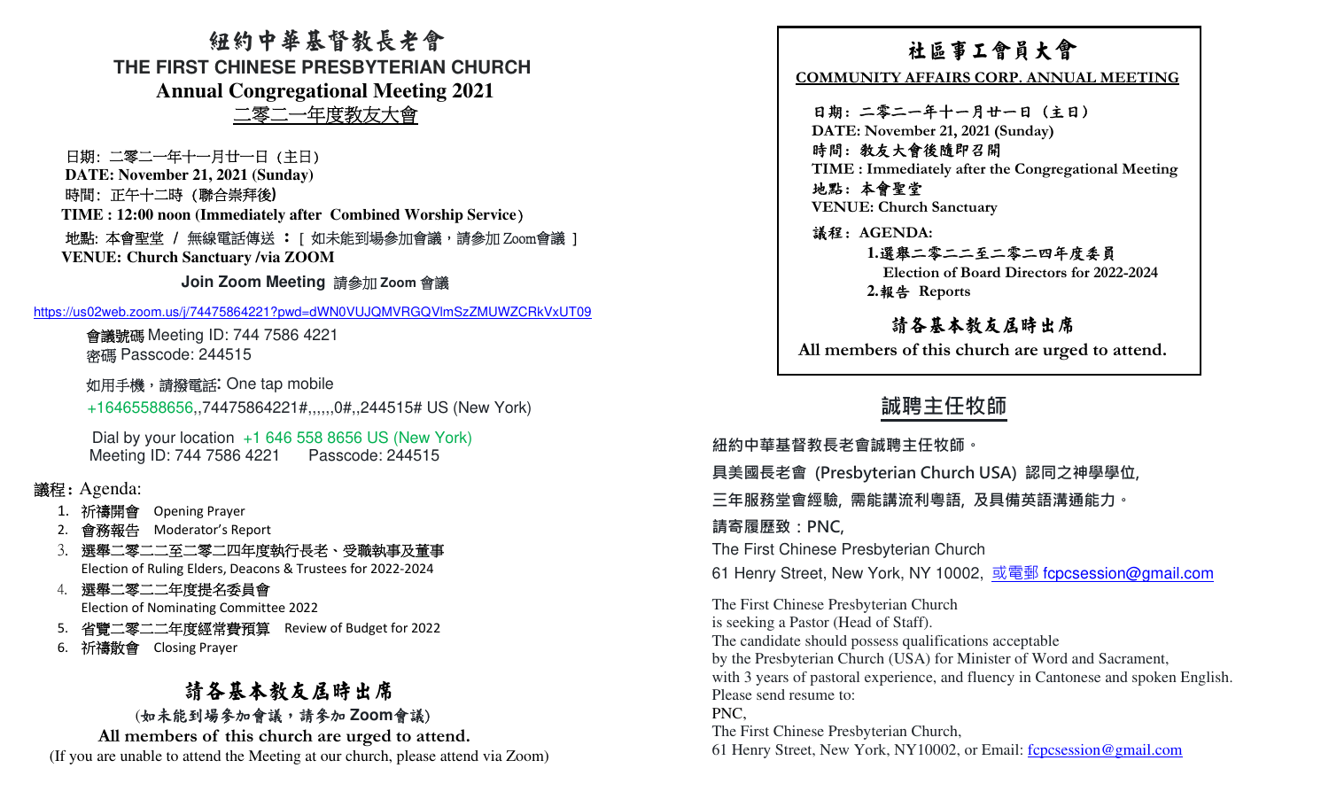# 紐約中華基督教長老會

## THE FIRST CHINESE PRESBYTERIAN CHURCH

## Annual Congregational Meeting 2021

## 二零二一年度教友大會

日期: 二零二一年十一月廿一日（主日）
**DATE: November 21, 2021 (Sunday)**
時間: 正午十二時（聯合崇拜後）
**TIME : 12:00 noon (Immediately after Combined Worship Service)**
地點: 本會聖堂 / 無線電話傳送 ：[ 如未能到場參加會議，請參加 Zoom會議 ]
**VENUE: Church Sanctuary /via ZOOM**

**Join Zoom Meeting** 請參加 **Zoom** 會議

https://us02web.zoom.us/j/74475864221?pwd=dWN0VUJQMVRGQVlmSzZMUWZCRkVxUT09

會議號碼 Meeting ID: 744 7586 4221
密碼 Passcode: 244515

如用手機，請撥電話: One tap mobile
+16465588656,,74475864221#,,,,,,0#,,244515# US (New York)

Dial by your location +1 646 558 8656 US (New York)
Meeting ID: 744 7586 4221 Passcode: 244515

議程: Agenda:

1. 祈禱開會 Opening Prayer
2. 會務報告 Moderator's Report
3. 選舉二零二二至二零二四年度執行長老、受職執事及董事
   Election of Ruling Elders, Deacons & Trustees for 2022-2024
4. 選舉二零二二年度提名委員會
   Election of Nominating Committee 2022
5. 省覽二零二二年度經常費預算 Review of Budget for 2022
6. 祈禱散會 Closing Prayer

## 請各基本教友屆時出席

(如未能到場參加會議，請參加 **Zoom**會議)

**All members of this church are urged to attend.**

(If you are unable to attend the Meeting at our church, please attend via Zoom)

---

# 社區事工會員大會

**COMMUNITY AFFAIRS CORP. ANNUAL MEETING**

**日期：二零二一年十一月廿一日（主日）**
**DATE: November 21, 2021 (Sunday)**
**時間：教友大會後隨即召開**
**TIME : Immediately after the Congregational Meeting**
**地點：本會聖堂**
**VENUE: Church Sanctuary**

**議程：AGENDA:**

**1.選舉二零二二至二零二四年度委員**
**Election of Board Directors for 2022-2024**
**2.報告 Reports**

## 請各基本教友屆時出席

**All members of this church are urged to attend.**

---

## 誠聘主任牧師

**紐約中華基督教長老會誠聘主任牧師。**

**具美國長老會 (Presbyterian Church USA) 認同之神學學位,**

**三年服務堂會經驗, 需能講流利粵語, 及具備英語溝通能力。**

**請寄履歷致：PNC,**

The First Chinese Presbyterian Church

61 Henry Street, New York, NY 10002, 或電郵 fcpcsession@gmail.com

The First Chinese Presbyterian Church
is seeking a Pastor (Head of Staff).
The candidate should possess qualifications acceptable
by the Presbyterian Church (USA) for Minister of Word and Sacrament,
with 3 years of pastoral experience, and fluency in Cantonese and spoken English.
Please send resume to:
PNC,
The First Chinese Presbyterian Church,
61 Henry Street, New York, NY10002, or Email: fcpcsession@gmail.com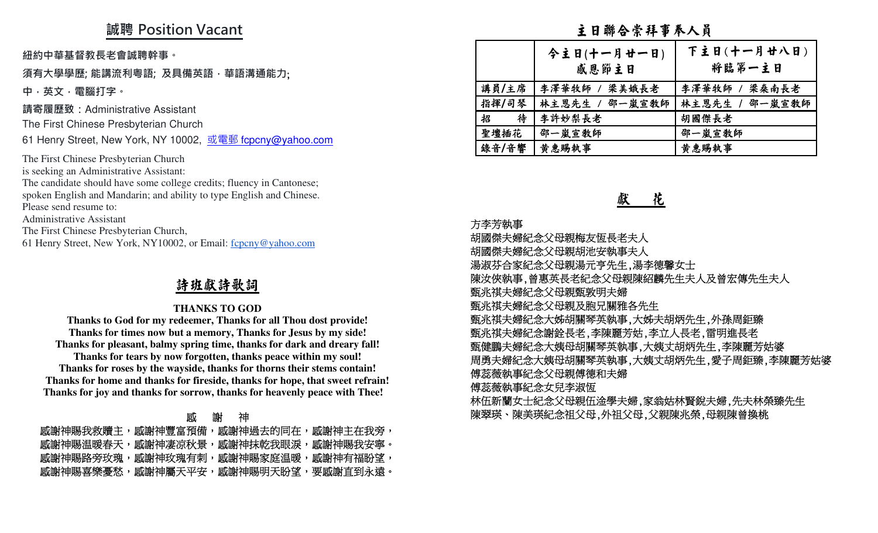## 誠聘 Position Vacant

**紐約中華基督教長老會誠聘幹事。**

**須有大學學歷; 能講流利粵語; 及具備英語，華語溝通能力;**

**中，英文，電腦打字。**

請寄履歷致：Administrative Assistant

The First Chinese Presbyterian Church

61 Henry Street, New York, NY 10002, 或電郵 fcpcny@yahoo.com

The First Chinese Presbyterian Church
is seeking an Administrative Assistant:
The candidate should have some college credits; fluency in Cantonese;
spoken English and Mandarin; and ability to type English and Chinese.
Please send resume to:
Administrative Assistant
The First Chinese Presbyterian Church,
61 Henry Street, New York, NY10002, or Email: fcpcny@yahoo.com

## 詩班獻詩歌詞

**THANKS TO GOD**

**Thanks to God for my redeemer, Thanks for all Thou dost provide!**
**Thanks for times now but a memory, Thanks for Jesus by my side!**
**Thanks for pleasant, balmy spring time, thanks for dark and dreary fall!**
**Thanks for tears by now forgotten, thanks peace within my soul!**
**Thanks for roses by the wayside, thanks for thorns their stems contain!**
**Thanks for home and thanks for fireside, thanks for hope, that sweet refrain!**
**Thanks for joy and thanks for sorrow, thanks for heavenly peace with Thee!**

感　謝　神

感謝神賜我救贖主，感謝神豐富預備，感謝神過去的同在，感謝神主在我旁，
感謝神賜溫暖春天，感謝神淒涼秋景，感謝神抹乾我眼淚，感謝神賜我安寧。
感謝神賜路旁玫瑰，感謝神玫瑰有刺，感謝神賜家庭溫暖，感謝神有福盼望，
感謝神賜喜樂憂愁，感謝神屬天平安，感謝神賜明天盼望，要感謝直到永遠。

## 主日聯合崇拜事奉人員

| | 今主日(十一月廿一日)<br>感恩節主日 | 下主日(十一月廿八日)<br>將臨第一主日 |
|---|---|---|
| 講員/主席 | 李澤華牧師 / 梁美娥長老 | 李澤華牧師 / 梁燊南長老 |
| 指揮/司琴 | 林主恩先生 / 邵一嵐宣教師 | 林主恩先生 / 邵一嵐宣教師 |
| 招　　待 | 李許妙梨長老 | 胡國傑長老 |
| 聖壇插花 | 邵一嵐宣教師 | 邵一嵐宣教師 |
| 錄音/音響 | 黄惠賜執事 | 黄惠賜執事 |

## 獻　花

方李芳執事
胡國傑夫婦紀念父母親梅友恆長老夫人
胡國傑夫婦紀念父母親胡池安執事夫人
湯淑芬合家紀念父母親湯元亨先生,湯李德馨女士
陳汝俠執事,曾惠英長老紀念父母親陳紹麟先生夫人及曾宏傳先生夫人
甄兆祺夫婦紀念父母親甄敦明夫婦
甄兆祺夫婦紀念父母親及胞兄關雅各先生
甄兆祺夫婦紀念大姊胡關琴英執事,大姊夫胡炳先生,外孫周鉅臻
甄兆祺夫婦紀念謝銓長老,李陳麗芳姑,李立人長老,雷明進長老
甄健鵬夫婦紀念大姨母胡關琴英執事,大姨丈胡炳先生,李陳麗芳姑婆
周勇夫婦紀念大姨母胡關琴英執事,大姨丈胡炳先生,愛子周鉅臻,李陳麗芳姑婆
傅蕊薇執事紀念父母親傅德和夫婦
傅蕊薇執事紀念女兒李淑恆
林伍新蘭女士紀念父母親伍淦學夫婦,家翁姑林賢銳夫婦,先夫林榮臻先生
陳翠瑛、陳美瑛紀念祖父母,外祖父母,父親陳兆榮,母親陳曾換桃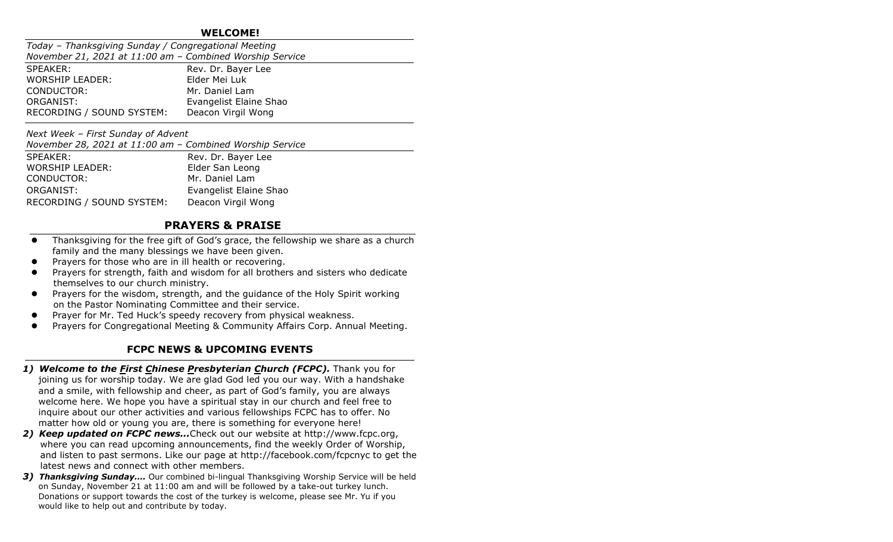## WELCOME!

*Today – Thanksgiving Sunday / Congregational Meeting*
*November 21, 2021 at 11:00 am – Combined Worship Service*

| | |
|---|---|
| SPEAKER: | Rev. Dr. Bayer Lee |
| WORSHIP LEADER: | Elder Mei Luk |
| CONDUCTOR: | Mr. Daniel Lam |
| ORGANIST: | Evangelist Elaine Shao |
| RECORDING / SOUND SYSTEM: | Deacon Virgil Wong |

*Next Week – First Sunday of Advent*
*November 28, 2021 at 11:00 am – Combined Worship Service*

| | |
|---|---|
| SPEAKER: | Rev. Dr. Bayer Lee |
| WORSHIP LEADER: | Elder San Leong |
| CONDUCTOR: | Mr. Daniel Lam |
| ORGANIST: | Evangelist Elaine Shao |
| RECORDING / SOUND SYSTEM: | Deacon Virgil Wong |

## PRAYERS & PRAISE

- Thanksgiving for the free gift of God's grace, the fellowship we share as a church family and the many blessings we have been given.
- Prayers for those who are in ill health or recovering.
- Prayers for strength, faith and wisdom for all brothers and sisters who dedicate themselves to our church ministry.
- Prayers for the wisdom, strength, and the guidance of the Holy Spirit working on the Pastor Nominating Committee and their service.
- Prayer for Mr. Ted Huck's speedy recovery from physical weakness.
- Prayers for Congregational Meeting & Community Affairs Corp. Annual Meeting.

## FCPC NEWS & UPCOMING EVENTS

1) ***Welcome to the First Chinese Presbyterian Church (FCPC).*** Thank you for joining us for worship today. We are glad God led you our way. With a handshake and a smile, with fellowship and cheer, as part of God's family, you are always welcome here. We hope you have a spiritual stay in our church and feel free to inquire about our other activities and various fellowships FCPC has to offer. No matter how old or young you are, there is something for everyone here!
2) ***Keep updated on FCPC news...*** Check out our website at http://www.fcpc.org, where you can read upcoming announcements, find the weekly Order of Worship, and listen to past sermons. Like our page at http://facebook.com/fcpcnyc to get the latest news and connect with other members.
3) ***Thanksgiving Sunday….*** Our combined bi-lingual Thanksgiving Worship Service will be held on Sunday, November 21 at 11:00 am and will be followed by a take-out turkey lunch. Donations or support towards the cost of the turkey is welcome, please see Mr. Yu if you would like to help out and contribute by today.